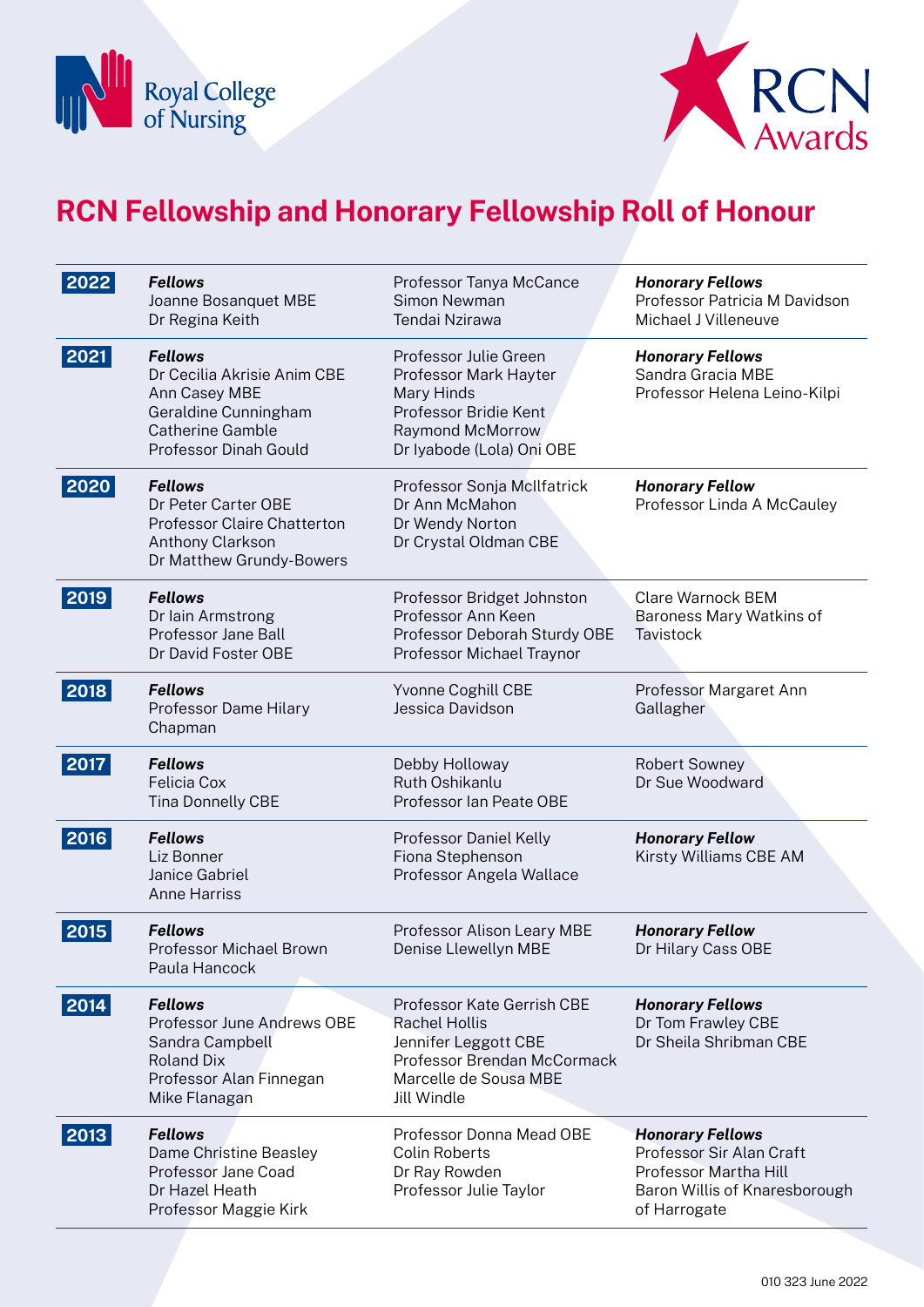Royal College of Nursing

RCN Awards

# RCN Fellowship and Honorary Fellowship Roll of Honour

| Year | | | |
|---|---|---|---|
| **2022** | ***Fellows***<br>Joanne Bosanquet MBE<br>Dr Regina Keith | Professor Tanya McCance<br>Simon Newman<br>Tendai Nzirawa | ***Honorary Fellows***<br>Professor Patricia M Davidson<br>Michael J Villeneuve |
| **2021** | ***Fellows***<br>Dr Cecilia Akrisie Anim CBE<br>Ann Casey MBE<br>Geraldine Cunningham<br>Catherine Gamble<br>Professor Dinah Gould | Professor Julie Green<br>Professor Mark Hayter<br>Mary Hinds<br>Professor Bridie Kent<br>Raymond McMorrow<br>Dr Iyabode (Lola) Oni OBE | ***Honorary Fellows***<br>Sandra Gracia MBE<br>Professor Helena Leino-Kilpi |
| **2020** | ***Fellows***<br>Dr Peter Carter OBE<br>Professor Claire Chatterton<br>Anthony Clarkson<br>Dr Matthew Grundy-Bowers | Professor Sonja McIlfatrick<br>Dr Ann McMahon<br>Dr Wendy Norton<br>Dr Crystal Oldman CBE | ***Honorary Fellow***<br>Professor Linda A McCauley |
| **2019** | ***Fellows***<br>Dr Iain Armstrong<br>Professor Jane Ball<br>Dr David Foster OBE | Professor Bridget Johnston<br>Professor Ann Keen<br>Professor Deborah Sturdy OBE<br>Professor Michael Traynor | Clare Warnock BEM<br>Baroness Mary Watkins of Tavistock |
| **2018** | ***Fellows***<br>Professor Dame Hilary Chapman | Yvonne Coghill CBE<br>Jessica Davidson | Professor Margaret Ann Gallagher |
| **2017** | ***Fellows***<br>Felicia Cox<br>Tina Donnelly CBE | Debby Holloway<br>Ruth Oshikanlu<br>Professor Ian Peate OBE | Robert Sowney<br>Dr Sue Woodward |
| **2016** | ***Fellows***<br>Liz Bonner<br>Janice Gabriel<br>Anne Harriss | Professor Daniel Kelly<br>Fiona Stephenson<br>Professor Angela Wallace | ***Honorary Fellow***<br>Kirsty Williams CBE AM |
| **2015** | ***Fellows***<br>Professor Michael Brown<br>Paula Hancock | Professor Alison Leary MBE<br>Denise Llewellyn MBE | ***Honorary Fellow***<br>Dr Hilary Cass OBE |
| **2014** | ***Fellows***<br>Professor June Andrews OBE<br>Sandra Campbell<br>Roland Dix<br>Professor Alan Finnegan<br>Mike Flanagan | Professor Kate Gerrish CBE<br>Rachel Hollis<br>Jennifer Leggott CBE<br>Professor Brendan McCormack<br>Marcelle de Sousa MBE<br>Jill Windle | ***Honorary Fellows***<br>Dr Tom Frawley CBE<br>Dr Sheila Shribman CBE |
| **2013** | ***Fellows***<br>Dame Christine Beasley<br>Professor Jane Coad<br>Dr Hazel Heath<br>Professor Maggie Kirk | Professor Donna Mead OBE<br>Colin Roberts<br>Dr Ray Rowden<br>Professor Julie Taylor | ***Honorary Fellows***<br>Professor Sir Alan Craft<br>Professor Martha Hill<br>Baron Willis of Knaresborough of Harrogate |

010 323 June 2022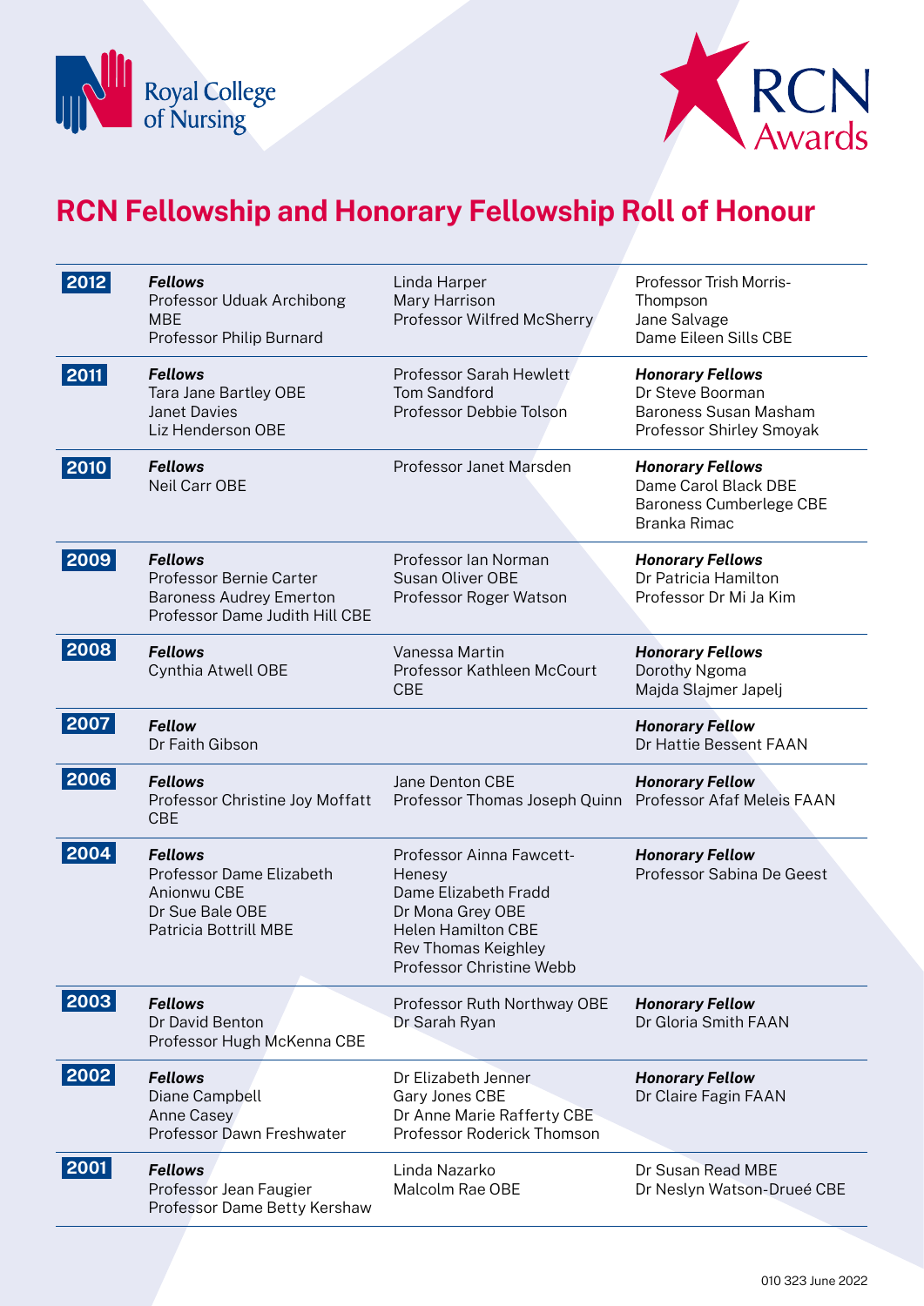# RCN Fellowship and Honorary Fellowship Roll of Honour

| Year | | | |
|---|---|---|---|
| **2012** | ***Fellows***<br>Professor Uduak Archibong MBE<br>Professor Philip Burnard | Linda Harper<br>Mary Harrison<br>Professor Wilfred McSherry | Professor Trish Morris-Thompson<br>Jane Salvage<br>Dame Eileen Sills CBE |
| **2011** | ***Fellows***<br>Tara Jane Bartley OBE<br>Janet Davies<br>Liz Henderson OBE | Professor Sarah Hewlett<br>Tom Sandford<br>Professor Debbie Tolson | ***Honorary Fellows***<br>Dr Steve Boorman<br>Baroness Susan Masham<br>Professor Shirley Smoyak |
| **2010** | ***Fellows***<br>Neil Carr OBE | Professor Janet Marsden | ***Honorary Fellows***<br>Dame Carol Black DBE<br>Baroness Cumberlege CBE<br>Branka Rimac |
| **2009** | ***Fellows***<br>Professor Bernie Carter<br>Baroness Audrey Emerton<br>Professor Dame Judith Hill CBE | Professor Ian Norman<br>Susan Oliver OBE<br>Professor Roger Watson | ***Honorary Fellows***<br>Dr Patricia Hamilton<br>Professor Dr Mi Ja Kim |
| **2008** | ***Fellows***<br>Cynthia Atwell OBE | Vanessa Martin<br>Professor Kathleen McCourt CBE | ***Honorary Fellows***<br>Dorothy Ngoma<br>Majda Slajmer Japelj |
| **2007** | ***Fellow***<br>Dr Faith Gibson | | ***Honorary Fellow***<br>Dr Hattie Bessent FAAN |
| **2006** | ***Fellows***<br>Professor Christine Joy Moffatt CBE | Jane Denton CBE<br>Professor Thomas Joseph Quinn | ***Honorary Fellow***<br>Professor Afaf Meleis FAAN |
| **2004** | ***Fellows***<br>Professor Dame Elizabeth Anionwu CBE<br>Dr Sue Bale OBE<br>Patricia Bottrill MBE | Professor Ainna Fawcett-Henesy<br>Dame Elizabeth Fradd<br>Dr Mona Grey OBE<br>Helen Hamilton CBE<br>Rev Thomas Keighley<br>Professor Christine Webb | ***Honorary Fellow***<br>Professor Sabina De Geest |
| **2003** | ***Fellows***<br>Dr David Benton<br>Professor Hugh McKenna CBE | Professor Ruth Northway OBE<br>Dr Sarah Ryan | ***Honorary Fellow***<br>Dr Gloria Smith FAAN |
| **2002** | ***Fellows***<br>Diane Campbell<br>Anne Casey<br>Professor Dawn Freshwater | Dr Elizabeth Jenner<br>Gary Jones CBE<br>Dr Anne Marie Rafferty CBE<br>Professor Roderick Thomson | ***Honorary Fellow***<br>Dr Claire Fagin FAAN |
| **2001** | ***Fellows***<br>Professor Jean Faugier<br>Professor Dame Betty Kershaw | Linda Nazarko<br>Malcolm Rae OBE | Dr Susan Read MBE<br>Dr Neslyn Watson-Drueé CBE |

010 323 June 2022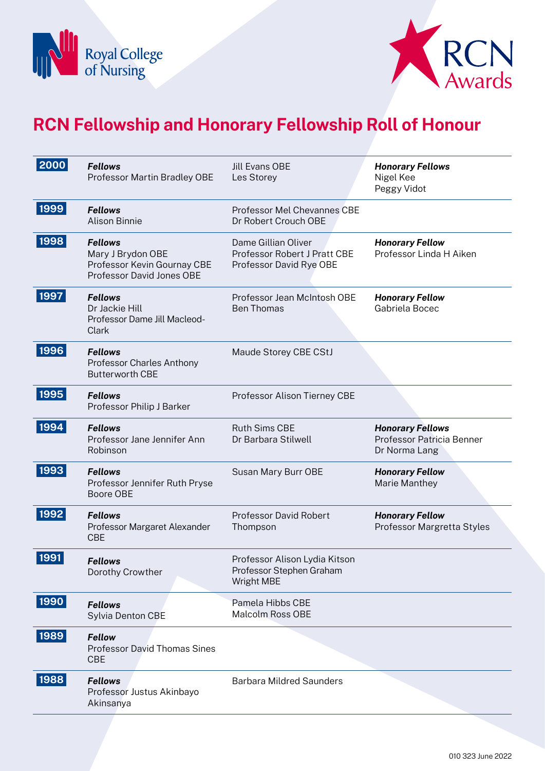# RCN Fellowship and Honorary Fellowship Roll of Honour

| Year | Fellows | | Honorary Fellows |
|---|---|---|---|
| **2000** | ***Fellows***<br>Professor Martin Bradley OBE | Jill Evans OBE<br>Les Storey | ***Honorary Fellows***<br>Nigel Kee<br>Peggy Vidot |
| **1999** | ***Fellows***<br>Alison Binnie | Professor Mel Chevannes CBE<br>Dr Robert Crouch OBE | |
| **1998** | ***Fellows***<br>Mary J Brydon OBE<br>Professor Kevin Gournay CBE<br>Professor David Jones OBE | Dame Gillian Oliver<br>Professor Robert J Pratt CBE<br>Professor David Rye OBE | ***Honorary Fellow***<br>Professor Linda H Aiken |
| **1997** | ***Fellows***<br>Dr Jackie Hill<br>Professor Dame Jill Macleod-Clark | Professor Jean McIntosh OBE<br>Ben Thomas | ***Honorary Fellow***<br>Gabriela Bocec |
| **1996** | ***Fellows***<br>Professor Charles Anthony Butterworth CBE | Maude Storey CBE CStJ | |
| **1995** | ***Fellows***<br>Professor Philip J Barker | Professor Alison Tierney CBE | |
| **1994** | ***Fellows***<br>Professor Jane Jennifer Ann Robinson | Ruth Sims CBE<br>Dr Barbara Stilwell | ***Honorary Fellows***<br>Professor Patricia Benner<br>Dr Norma Lang |
| **1993** | ***Fellows***<br>Professor Jennifer Ruth Pryse Boore OBE | Susan Mary Burr OBE | ***Honorary Fellow***<br>Marie Manthey |
| **1992** | ***Fellows***<br>Professor Margaret Alexander CBE | Professor David Robert Thompson | ***Honorary Fellow***<br>Professor Margretta Styles |
| **1991** | ***Fellows***<br>Dorothy Crowther | Professor Alison Lydia Kitson<br>Professor Stephen Graham Wright MBE | |
| **1990** | ***Fellows***<br>Sylvia Denton CBE | Pamela Hibbs CBE<br>Malcolm Ross OBE | |
| **1989** | ***Fellow***<br>Professor David Thomas Sines CBE | | |
| **1988** | ***Fellows***<br>Professor Justus Akinbayo Akinsanya | Barbara Mildred Saunders | |

010 323 June 2022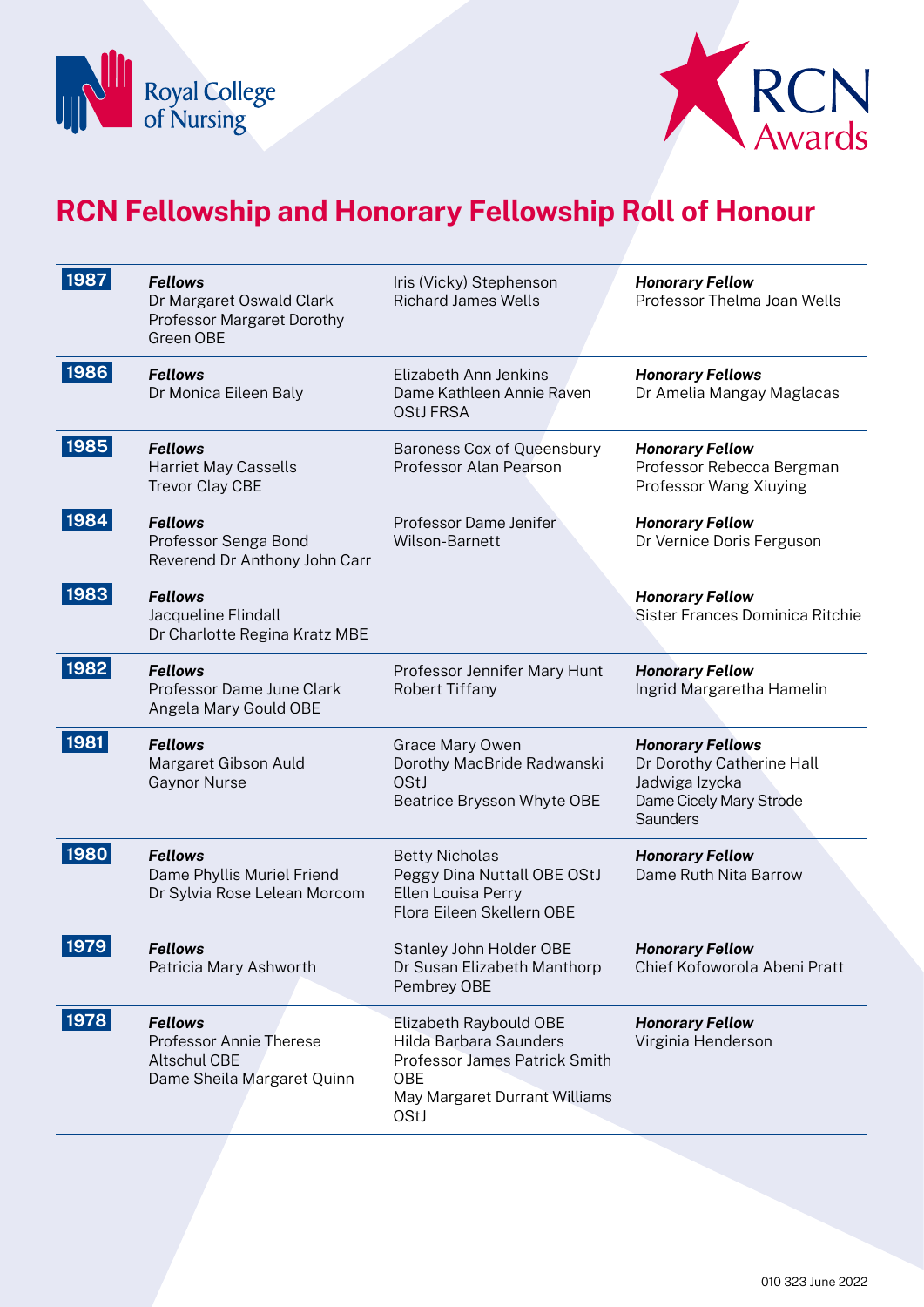# RCN Fellowship and Honorary Fellowship Roll of Honour

| Year | Fellows | | Honorary Fellow(s) |
|---|---|---|---|
| 1987 | ***Fellows***<br>Dr Margaret Oswald Clark<br>Professor Margaret Dorothy Green OBE | Iris (Vicky) Stephenson<br>Richard James Wells | ***Honorary Fellow***<br>Professor Thelma Joan Wells |
| 1986 | ***Fellows***<br>Dr Monica Eileen Baly | Elizabeth Ann Jenkins<br>Dame Kathleen Annie Raven OStJ FRSA | ***Honorary Fellows***<br>Dr Amelia Mangay Maglacas |
| 1985 | ***Fellows***<br>Harriet May Cassells<br>Trevor Clay CBE | Baroness Cox of Queensbury<br>Professor Alan Pearson | ***Honorary Fellow***<br>Professor Rebecca Bergman<br>Professor Wang Xiuying |
| 1984 | ***Fellows***<br>Professor Senga Bond<br>Reverend Dr Anthony John Carr | Professor Dame Jenifer Wilson-Barnett | ***Honorary Fellow***<br>Dr Vernice Doris Ferguson |
| 1983 | ***Fellows***<br>Jacqueline Flindall<br>Dr Charlotte Regina Kratz MBE | | ***Honorary Fellow***<br>Sister Frances Dominica Ritchie |
| 1982 | ***Fellows***<br>Professor Dame June Clark<br>Angela Mary Gould OBE | Professor Jennifer Mary Hunt<br>Robert Tiffany | ***Honorary Fellow***<br>Ingrid Margaretha Hamelin |
| 1981 | ***Fellows***<br>Margaret Gibson Auld<br>Gaynor Nurse | Grace Mary Owen<br>Dorothy MacBride Radwanski OStJ<br>Beatrice Brysson Whyte OBE | ***Honorary Fellows***<br>Dr Dorothy Catherine Hall<br>Jadwiga Izycka<br>Dame Cicely Mary Strode Saunders |
| 1980 | ***Fellows***<br>Dame Phyllis Muriel Friend<br>Dr Sylvia Rose Lelean Morcom | Betty Nicholas<br>Peggy Dina Nuttall OBE OStJ<br>Ellen Louisa Perry<br>Flora Eileen Skellern OBE | ***Honorary Fellow***<br>Dame Ruth Nita Barrow |
| 1979 | ***Fellows***<br>Patricia Mary Ashworth | Stanley John Holder OBE<br>Dr Susan Elizabeth Manthorp Pembrey OBE | ***Honorary Fellow***<br>Chief Kofoworola Abeni Pratt |
| 1978 | ***Fellows***<br>Professor Annie Therese Altschul CBE<br>Dame Sheila Margaret Quinn | Elizabeth Raybould OBE<br>Hilda Barbara Saunders<br>Professor James Patrick Smith OBE<br>May Margaret Durrant Williams OStJ | ***Honorary Fellow***<br>Virginia Henderson |

010 323 June 2022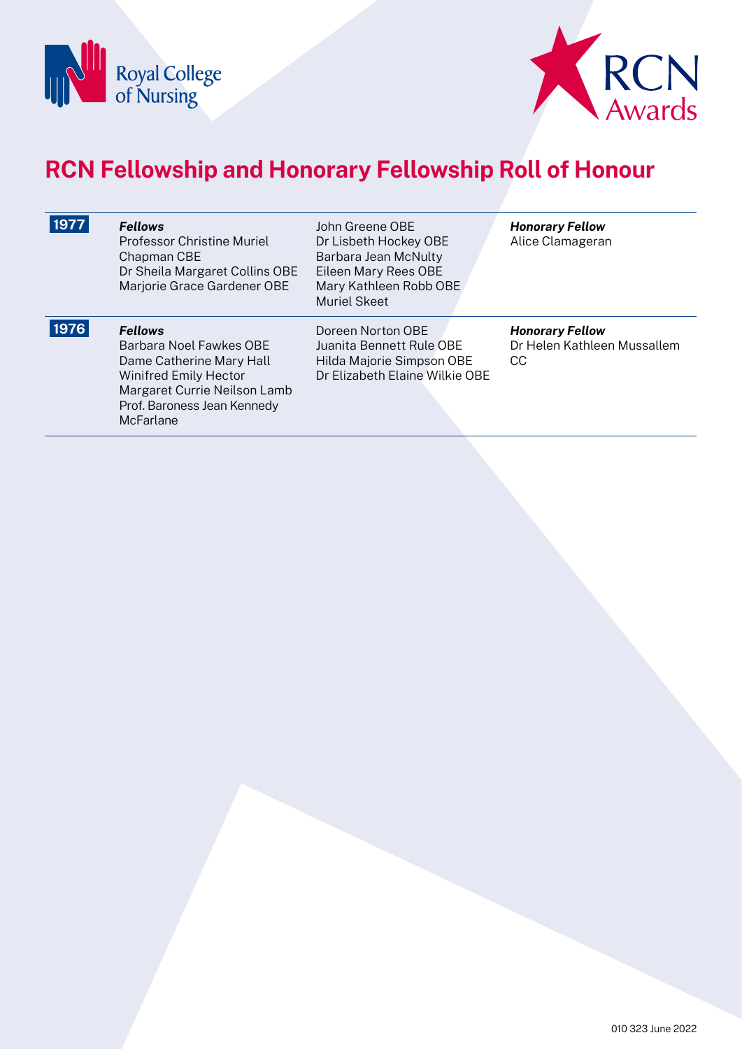# RCN Fellowship and Honorary Fellowship Roll of Honour

| | | | |
|---|---|---|---|
| **1977** | ***Fellows***<br>Professor Christine Muriel Chapman CBE<br>Dr Sheila Margaret Collins OBE<br>Marjorie Grace Gardener OBE | John Greene OBE<br>Dr Lisbeth Hockey OBE<br>Barbara Jean McNulty<br>Eileen Mary Rees OBE<br>Mary Kathleen Robb OBE<br>Muriel Skeet | ***Honorary Fellow***<br>Alice Clamageran |
| **1976** | ***Fellows***<br>Barbara Noel Fawkes OBE<br>Dame Catherine Mary Hall<br>Winifred Emily Hector<br>Margaret Currie Neilson Lamb<br>Prof. Baroness Jean Kennedy McFarlane | Doreen Norton OBE<br>Juanita Bennett Rule OBE<br>Hilda Majorie Simpson OBE<br>Dr Elizabeth Elaine Wilkie OBE | ***Honorary Fellow***<br>Dr Helen Kathleen Mussallem CC |

010 323 June 2022